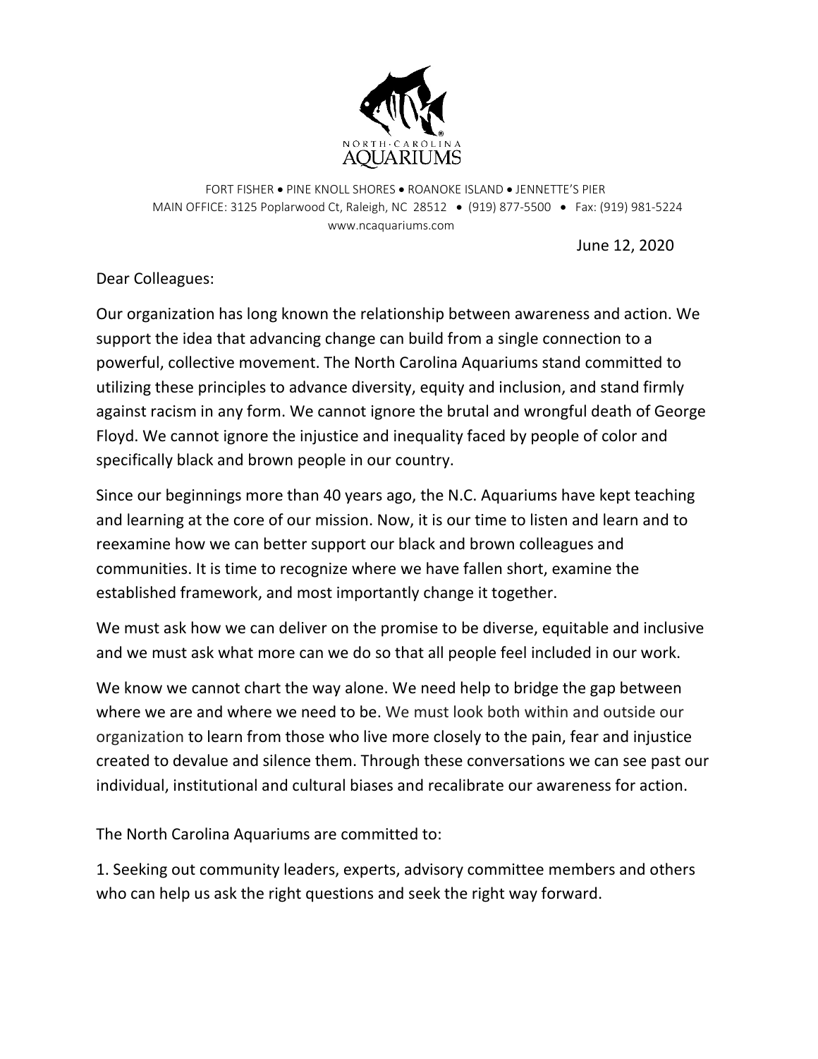NORTH·CAROLINA
AQUARIUMS

FORT FISHER • PINE KNOLL SHORES • ROANOKE ISLAND • JENNETTE'S PIER
MAIN OFFICE: 3125 Poplarwood Ct, Raleigh, NC 28512 • (919) 877-5500 • Fax: (919) 981-5224
www.ncaquariums.com

June 12, 2020

Dear Colleagues:

Our organization has long known the relationship between awareness and action. We support the idea that advancing change can build from a single connection to a powerful, collective movement. The North Carolina Aquariums stand committed to utilizing these principles to advance diversity, equity and inclusion, and stand firmly against racism in any form. We cannot ignore the brutal and wrongful death of George Floyd. We cannot ignore the injustice and inequality faced by people of color and specifically black and brown people in our country.

Since our beginnings more than 40 years ago, the N.C. Aquariums have kept teaching and learning at the core of our mission. Now, it is our time to listen and learn and to reexamine how we can better support our black and brown colleagues and communities. It is time to recognize where we have fallen short, examine the established framework, and most importantly change it together.

We must ask how we can deliver on the promise to be diverse, equitable and inclusive and we must ask what more can we do so that all people feel included in our work.

We know we cannot chart the way alone. We need help to bridge the gap between where we are and where we need to be. We must look both within and outside our organization to learn from those who live more closely to the pain, fear and injustice created to devalue and silence them. Through these conversations we can see past our individual, institutional and cultural biases and recalibrate our awareness for action.

The North Carolina Aquariums are committed to:

1. Seeking out community leaders, experts, advisory committee members and others who can help us ask the right questions and seek the right way forward.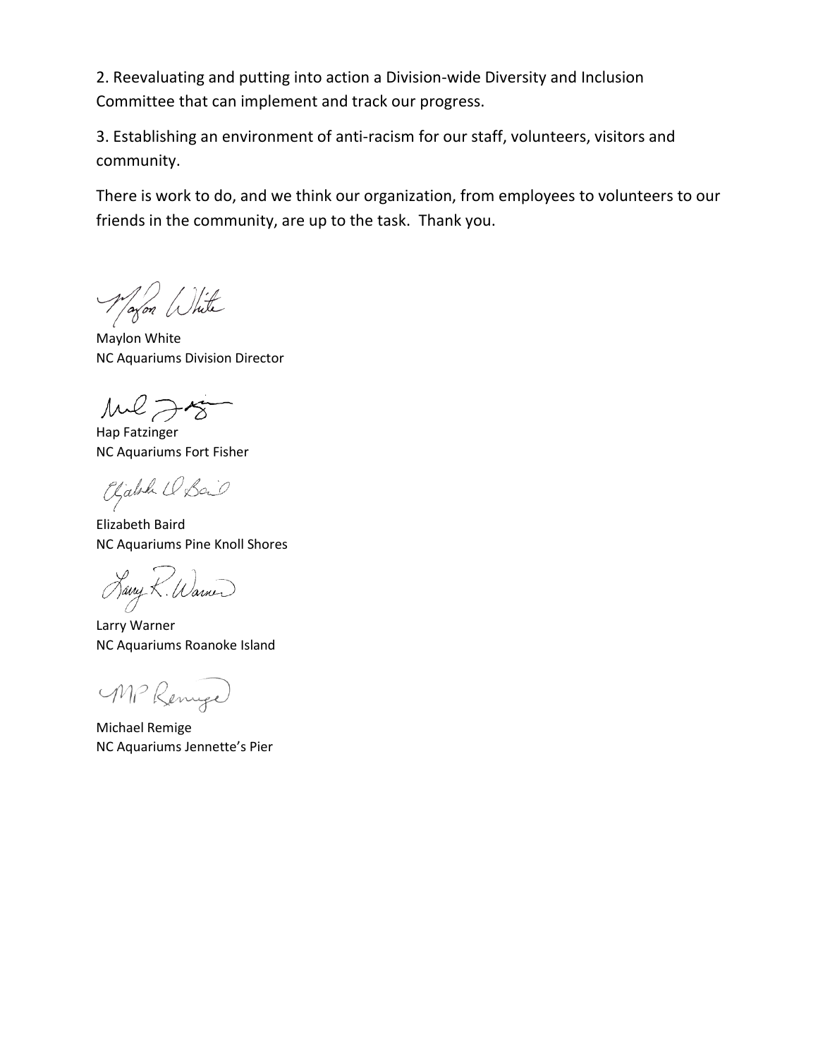2. Reevaluating and putting into action a Division-wide Diversity and Inclusion Committee that can implement and track our progress.

3. Establishing an environment of anti-racism for our staff, volunteers, visitors and community.

There is work to do, and we think our organization, from employees to volunteers to our friends in the community, are up to the task. Thank you.

Maylon White
NC Aquariums Division Director

Hap Fatzinger
NC Aquariums Fort Fisher

Elizabeth Baird
NC Aquariums Pine Knoll Shores

Larry Warner
NC Aquariums Roanoke Island

Michael Remige
NC Aquariums Jennette's Pier